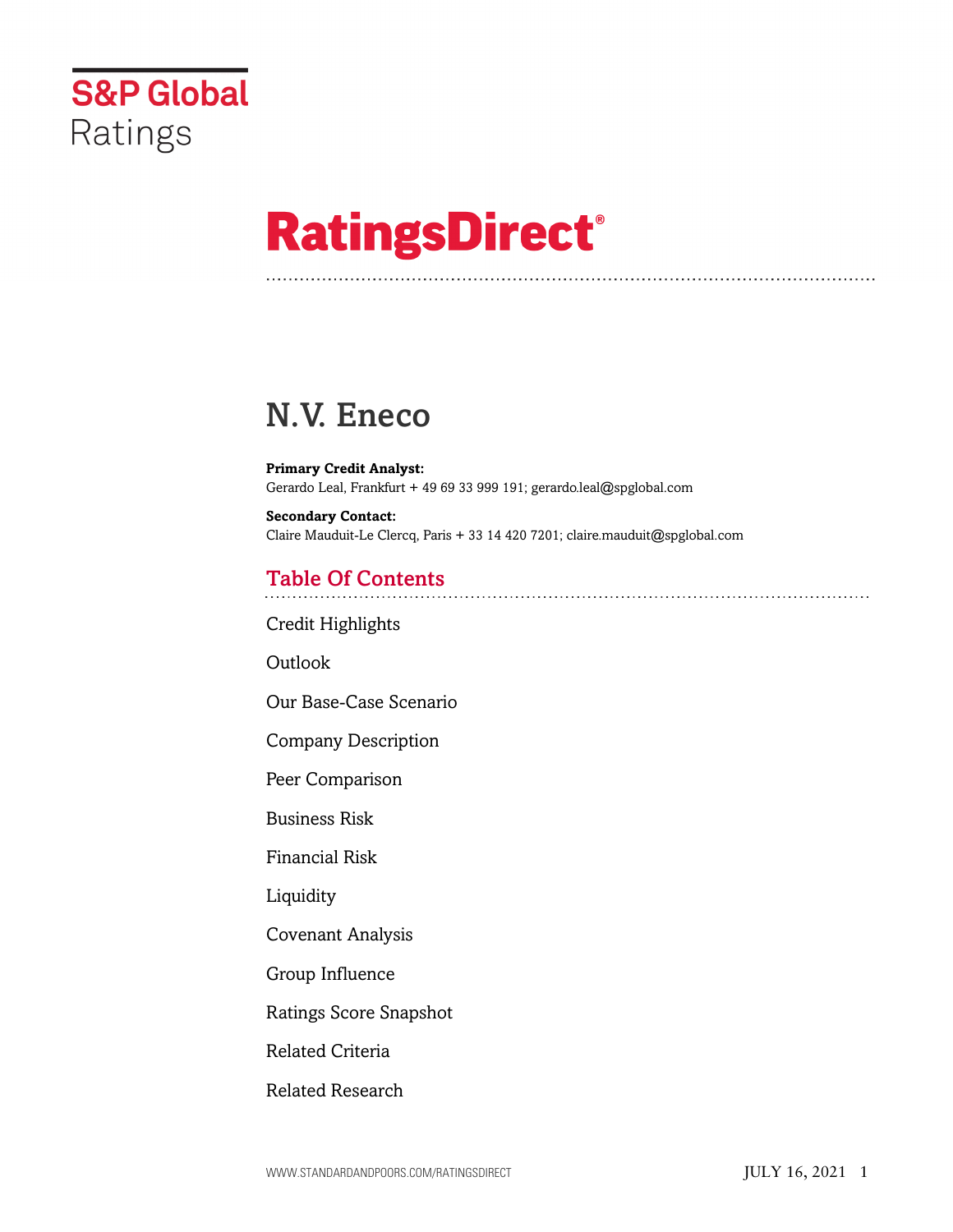S&P Global Ratings

# RatingsDirect®

# N.V. Eneco

**Primary Credit Analyst:**
Gerardo Leal, Frankfurt + 49 69 33 999 191; gerardo.leal@spglobal.com

**Secondary Contact:**
Claire Mauduit-Le Clercq, Paris + 33 14 420 7201; claire.mauduit@spglobal.com

## Table Of Contents

Credit Highlights

Outlook

Our Base-Case Scenario

Company Description

Peer Comparison

Business Risk

Financial Risk

Liquidity

Covenant Analysis

Group Influence

Ratings Score Snapshot

Related Criteria

Related Research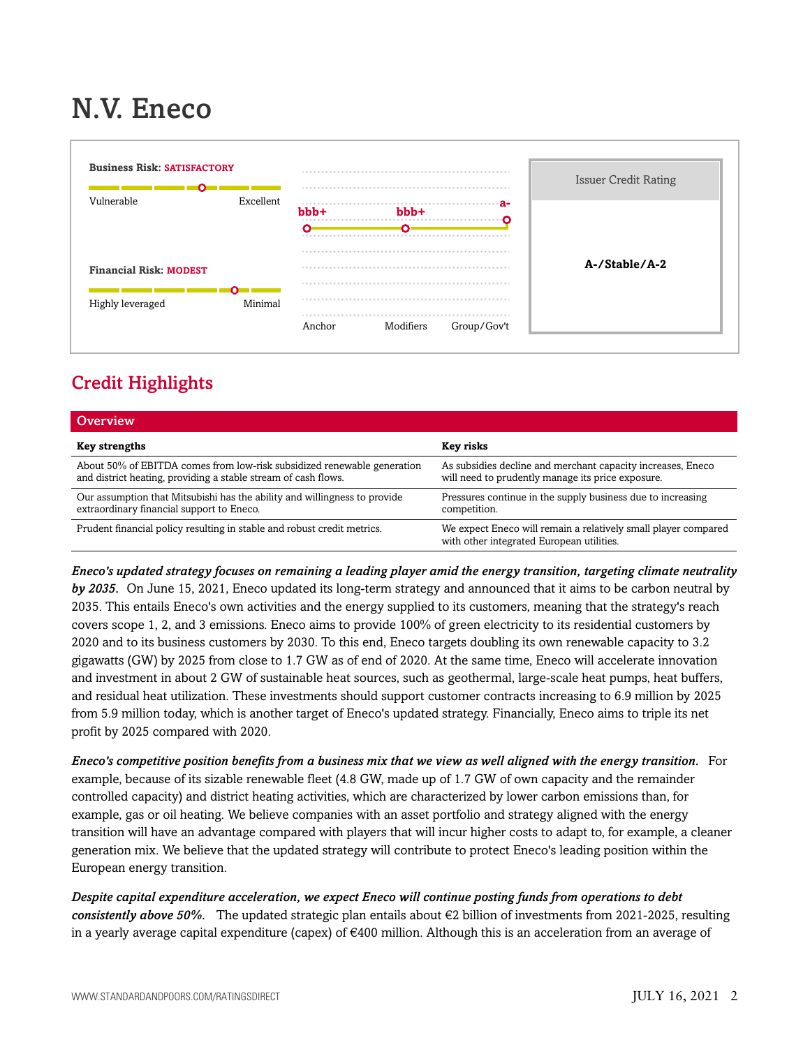# N.V. Eneco

**Business Risk:** SATISFACTORY

Vulnerable — Excellent

**Financial Risk:** MODEST

Highly leveraged — Minimal

| Anchor | Modifiers | Group/Gov't |
|---|---|---|
| bbb+ | bbb+ | a- |

| Issuer Credit Rating |
|---|
| **A-/Stable/A-2** |

## Credit Highlights

| Overview | |
|---|---|
| **Key strengths** | **Key risks** |
| About 50% of EBITDA comes from low-risk subsidized renewable generation and district heating, providing a stable stream of cash flows. | As subsidies decline and merchant capacity increases, Eneco will need to prudently manage its price exposure. |
| Our assumption that Mitsubishi has the ability and willingness to provide extraordinary financial support to Eneco. | Pressures continue in the supply business due to increasing competition. |
| Prudent financial policy resulting in stable and robust credit metrics. | We expect Eneco will remain a relatively small player compared with other integrated European utilities. |

***Eneco's updated strategy focuses on remaining a leading player amid the energy transition, targeting climate neutrality by 2035.*** On June 15, 2021, Eneco updated its long-term strategy and announced that it aims to be carbon neutral by 2035. This entails Eneco's own activities and the energy supplied to its customers, meaning that the strategy's reach covers scope 1, 2, and 3 emissions. Eneco aims to provide 100% of green electricity to its residential customers by 2020 and to its business customers by 2030. To this end, Eneco targets doubling its own renewable capacity to 3.2 gigawatts (GW) by 2025 from close to 1.7 GW as of end of 2020. At the same time, Eneco will accelerate innovation and investment in about 2 GW of sustainable heat sources, such as geothermal, large-scale heat pumps, heat buffers, and residual heat utilization. These investments should support customer contracts increasing to 6.9 million by 2025 from 5.9 million today, which is another target of Eneco's updated strategy. Financially, Eneco aims to triple its net profit by 2025 compared with 2020.

***Eneco's competitive position benefits from a business mix that we view as well aligned with the energy transition.*** For example, because of its sizable renewable fleet (4.8 GW, made up of 1.7 GW of own capacity and the remainder controlled capacity) and district heating activities, which are characterized by lower carbon emissions than, for example, gas or oil heating. We believe companies with an asset portfolio and strategy aligned with the energy transition will have an advantage compared with players that will incur higher costs to adapt to, for example, a cleaner generation mix. We believe that the updated strategy will contribute to protect Eneco's leading position within the European energy transition.

***Despite capital expenditure acceleration, we expect Eneco will continue posting funds from operations to debt consistently above 50%.*** The updated strategic plan entails about €2 billion of investments from 2021-2025, resulting in a yearly average capital expenditure (capex) of €400 million. Although this is an acceleration from an average of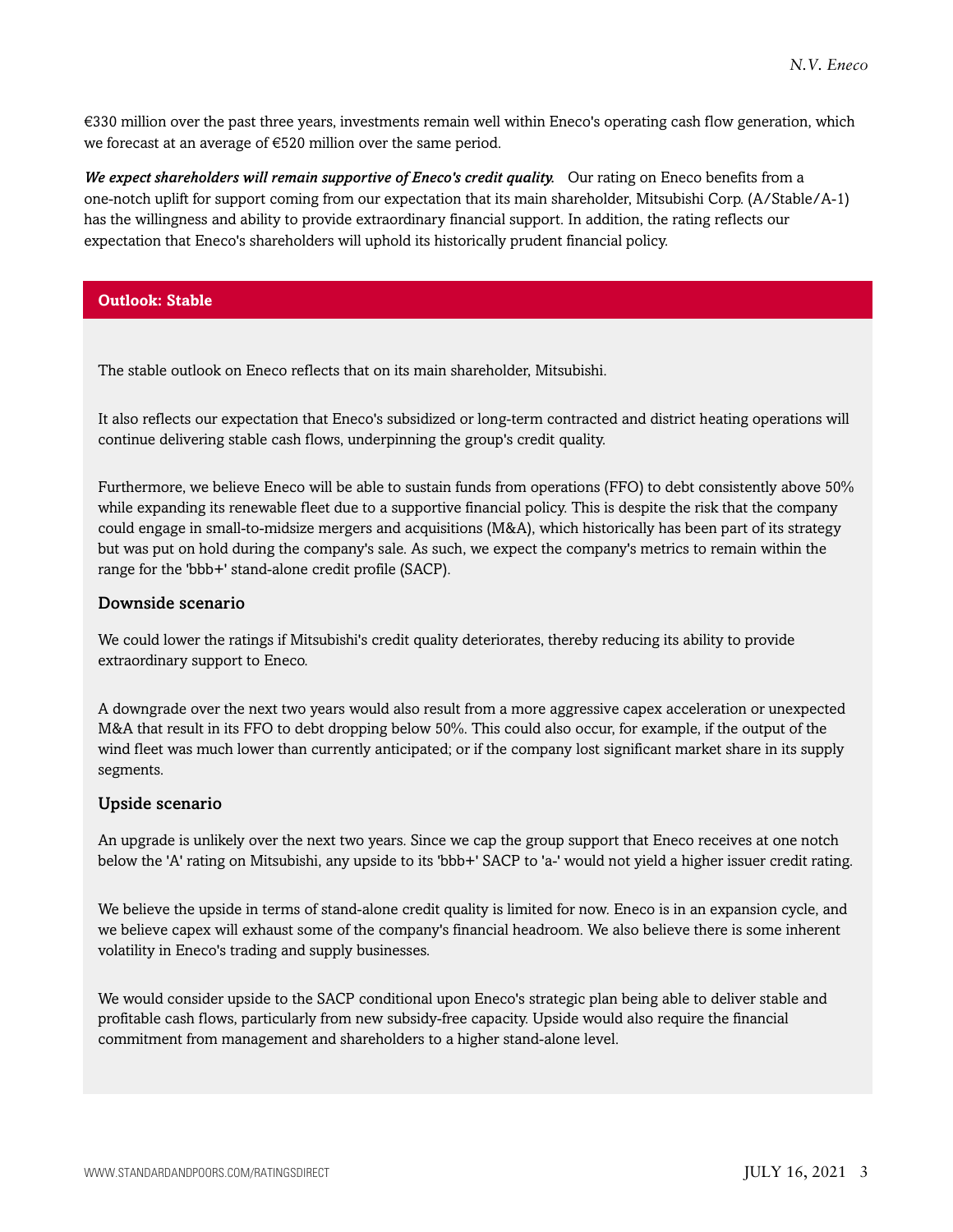€330 million over the past three years, investments remain well within Eneco's operating cash flow generation, which we forecast at an average of €520 million over the same period.

***We expect shareholders will remain supportive of Eneco's credit quality.*** Our rating on Eneco benefits from a one-notch uplift for support coming from our expectation that its main shareholder, Mitsubishi Corp. (A/Stable/A-1) has the willingness and ability to provide extraordinary financial support. In addition, the rating reflects our expectation that Eneco's shareholders will uphold its historically prudent financial policy.

## Outlook: Stable

The stable outlook on Eneco reflects that on its main shareholder, Mitsubishi.

It also reflects our expectation that Eneco's subsidized or long-term contracted and district heating operations will continue delivering stable cash flows, underpinning the group's credit quality.

Furthermore, we believe Eneco will be able to sustain funds from operations (FFO) to debt consistently above 50% while expanding its renewable fleet due to a supportive financial policy. This is despite the risk that the company could engage in small-to-midsize mergers and acquisitions (M&A), which historically has been part of its strategy but was put on hold during the company's sale. As such, we expect the company's metrics to remain within the range for the 'bbb+' stand-alone credit profile (SACP).

### Downside scenario

We could lower the ratings if Mitsubishi's credit quality deteriorates, thereby reducing its ability to provide extraordinary support to Eneco.

A downgrade over the next two years would also result from a more aggressive capex acceleration or unexpected M&A that result in its FFO to debt dropping below 50%. This could also occur, for example, if the output of the wind fleet was much lower than currently anticipated; or if the company lost significant market share in its supply segments.

### Upside scenario

An upgrade is unlikely over the next two years. Since we cap the group support that Eneco receives at one notch below the 'A' rating on Mitsubishi, any upside to its 'bbb+' SACP to 'a-' would not yield a higher issuer credit rating.

We believe the upside in terms of stand-alone credit quality is limited for now. Eneco is in an expansion cycle, and we believe capex will exhaust some of the company's financial headroom. We also believe there is some inherent volatility in Eneco's trading and supply businesses.

We would consider upside to the SACP conditional upon Eneco's strategic plan being able to deliver stable and profitable cash flows, particularly from new subsidy-free capacity. Upside would also require the financial commitment from management and shareholders to a higher stand-alone level.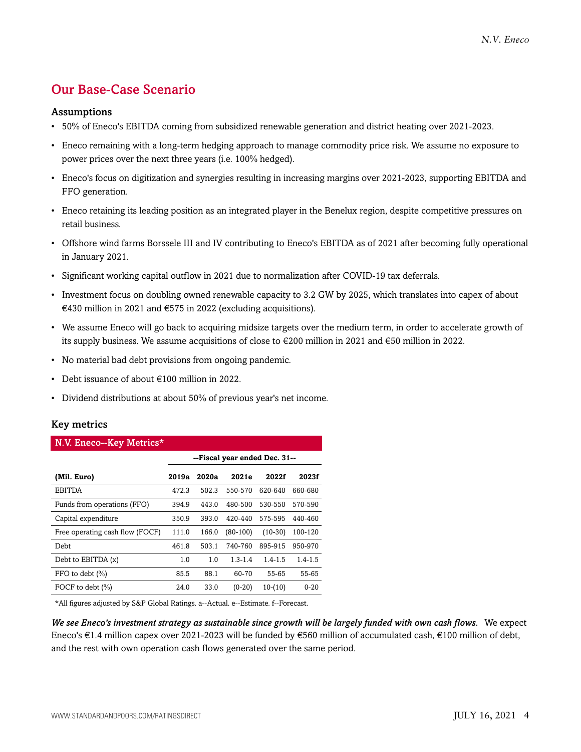## Our Base-Case Scenario

### Assumptions

- 50% of Eneco's EBITDA coming from subsidized renewable generation and district heating over 2021-2023.
- Eneco remaining with a long-term hedging approach to manage commodity price risk. We assume no exposure to power prices over the next three years (i.e. 100% hedged).
- Eneco's focus on digitization and synergies resulting in increasing margins over 2021-2023, supporting EBITDA and FFO generation.
- Eneco retaining its leading position as an integrated player in the Benelux region, despite competitive pressures on retail business.
- Offshore wind farms Borssele III and IV contributing to Eneco's EBITDA as of 2021 after becoming fully operational in January 2021.
- Significant working capital outflow in 2021 due to normalization after COVID-19 tax deferrals.
- Investment focus on doubling owned renewable capacity to 3.2 GW by 2025, which translates into capex of about €430 million in 2021 and €575 in 2022 (excluding acquisitions).
- We assume Eneco will go back to acquiring midsize targets over the medium term, in order to accelerate growth of its supply business. We assume acquisitions of close to €200 million in 2021 and €50 million in 2022.
- No material bad debt provisions from ongoing pandemic.
- Debt issuance of about €100 million in 2022.
- Dividend distributions at about 50% of previous year's net income.

### Key metrics

**N.V. Eneco--Key Metrics***

| | --Fiscal year ended Dec. 31-- | | | | |
|---|---|---|---|---|---|
| **(Mil. Euro)** | **2019a** | **2020a** | **2021e** | **2022f** | **2023f** |
| EBITDA | 472.3 | 502.3 | 550-570 | 620-640 | 660-680 |
| Funds from operations (FFO) | 394.9 | 443.0 | 480-500 | 530-550 | 570-590 |
| Capital expenditure | 350.9 | 393.0 | 420-440 | 575-595 | 440-460 |
| Free operating cash flow (FOCF) | 111.0 | 166.0 | (80-100) | (10-30) | 100-120 |
| Debt | 461.8 | 503.1 | 740-760 | 895-915 | 950-970 |
| Debt to EBITDA (x) | 1.0 | 1.0 | 1.3-1.4 | 1.4-1.5 | 1.4-1.5 |
| FFO to debt (%) | 85.5 | 88.1 | 60-70 | 55-65 | 55-65 |
| FOCF to debt (%) | 24.0 | 33.0 | (0-20) | 10-(10) | 0-20 |

*All figures adjusted by S&P Global Ratings. a--Actual. e--Estimate. f--Forecast.

***We see Eneco's investment strategy as sustainable since growth will be largely funded with own cash flows.*** We expect Eneco's €1.4 million capex over 2021-2023 will be funded by €560 million of accumulated cash, €100 million of debt, and the rest with own operation cash flows generated over the same period.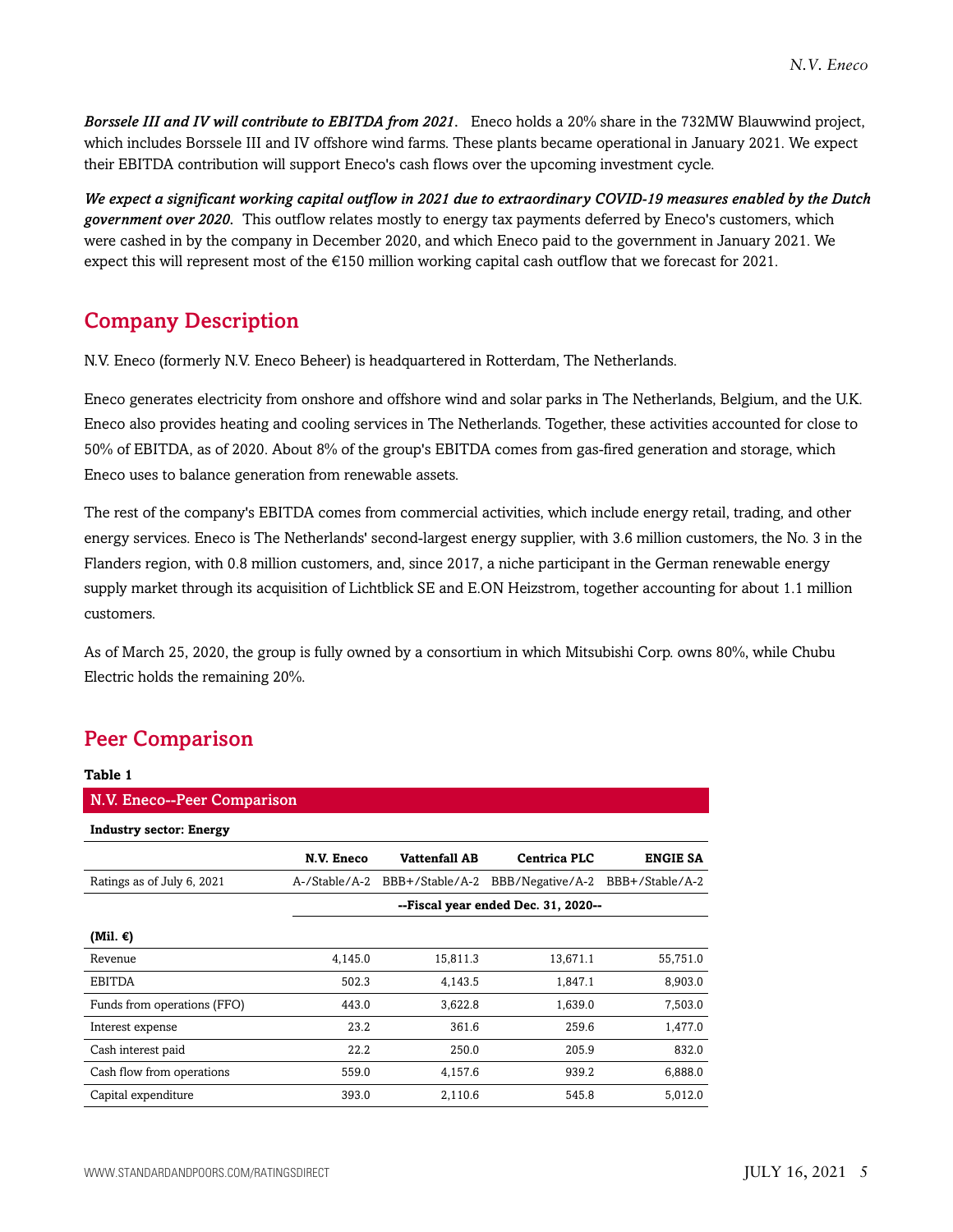***Borssele III and IV will contribute to EBITDA from 2021.*** Eneco holds a 20% share in the 732MW Blauwwind project, which includes Borssele III and IV offshore wind farms. These plants became operational in January 2021. We expect their EBITDA contribution will support Eneco's cash flows over the upcoming investment cycle.

***We expect a significant working capital outflow in 2021 due to extraordinary COVID-19 measures enabled by the Dutch government over 2020.*** This outflow relates mostly to energy tax payments deferred by Eneco's customers, which were cashed in by the company in December 2020, and which Eneco paid to the government in January 2021. We expect this will represent most of the €150 million working capital cash outflow that we forecast for 2021.

## Company Description

N.V. Eneco (formerly N.V. Eneco Beheer) is headquartered in Rotterdam, The Netherlands.

Eneco generates electricity from onshore and offshore wind and solar parks in The Netherlands, Belgium, and the U.K. Eneco also provides heating and cooling services in The Netherlands. Together, these activities accounted for close to 50% of EBITDA, as of 2020. About 8% of the group's EBITDA comes from gas-fired generation and storage, which Eneco uses to balance generation from renewable assets.

The rest of the company's EBITDA comes from commercial activities, which include energy retail, trading, and other energy services. Eneco is The Netherlands' second-largest energy supplier, with 3.6 million customers, the No. 3 in the Flanders region, with 0.8 million customers, and, since 2017, a niche participant in the German renewable energy supply market through its acquisition of Lichtblick SE and E.ON Heizstrom, together accounting for about 1.1 million customers.

As of March 25, 2020, the group is fully owned by a consortium in which Mitsubishi Corp. owns 80%, while Chubu Electric holds the remaining 20%.

## Peer Comparison

**Table 1**

**N.V. Eneco--Peer Comparison**

**Industry sector: Energy**

| | N.V. Eneco | Vattenfall AB | Centrica PLC | ENGIE SA |
|---|---|---|---|---|
| Ratings as of July 6, 2021 | A-/Stable/A-2 | BBB+/Stable/A-2 | BBB/Negative/A-2 | BBB+/Stable/A-2 |
| | --Fiscal year ended Dec. 31, 2020-- | | | |
| **(Mil. €)** | | | | |
| Revenue | 4,145.0 | 15,811.3 | 13,671.1 | 55,751.0 |
| EBITDA | 502.3 | 4,143.5 | 1,847.1 | 8,903.0 |
| Funds from operations (FFO) | 443.0 | 3,622.8 | 1,639.0 | 7,503.0 |
| Interest expense | 23.2 | 361.6 | 259.6 | 1,477.0 |
| Cash interest paid | 22.2 | 250.0 | 205.9 | 832.0 |
| Cash flow from operations | 559.0 | 4,157.6 | 939.2 | 6,888.0 |
| Capital expenditure | 393.0 | 2,110.6 | 545.8 | 5,012.0 |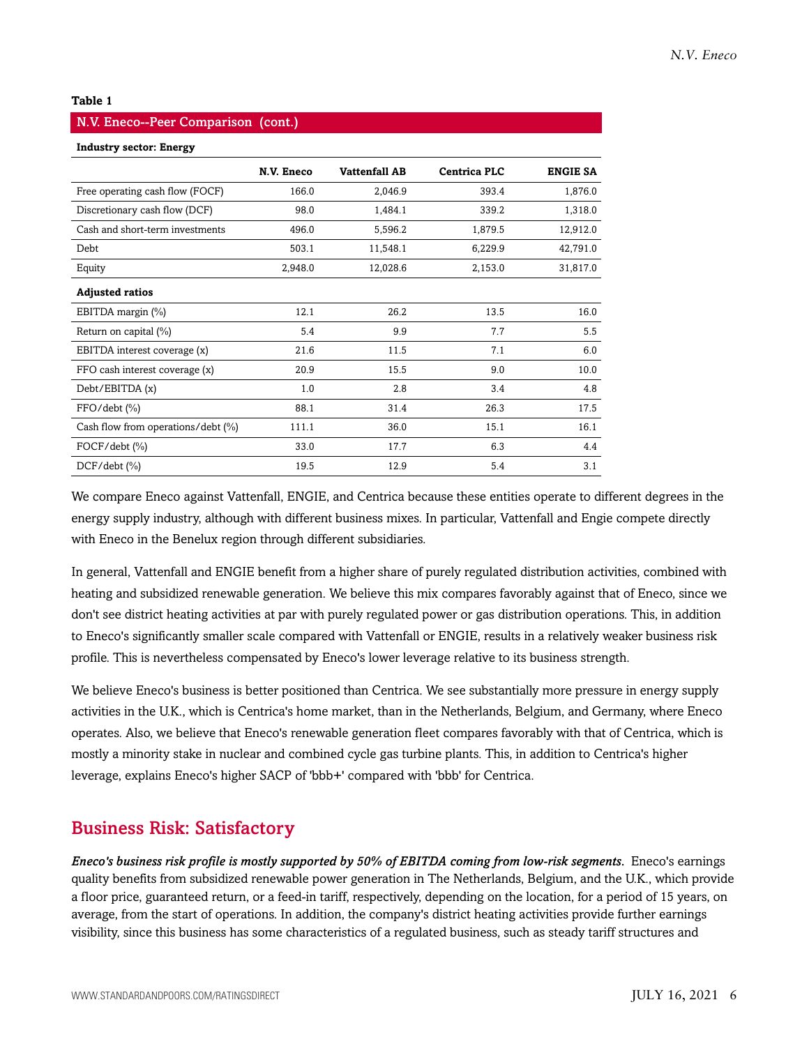**Table 1**

**N.V. Eneco--Peer Comparison (cont.)**

**Industry sector: Energy**

| | N.V. Eneco | Vattenfall AB | Centrica PLC | ENGIE SA |
|---|---|---|---|---|
| Free operating cash flow (FOCF) | 166.0 | 2,046.9 | 393.4 | 1,876.0 |
| Discretionary cash flow (DCF) | 98.0 | 1,484.1 | 339.2 | 1,318.0 |
| Cash and short-term investments | 496.0 | 5,596.2 | 1,879.5 | 12,912.0 |
| Debt | 503.1 | 11,548.1 | 6,229.9 | 42,791.0 |
| Equity | 2,948.0 | 12,028.6 | 2,153.0 | 31,817.0 |
| **Adjusted ratios** | | | | |
| EBITDA margin (%) | 12.1 | 26.2 | 13.5 | 16.0 |
| Return on capital (%) | 5.4 | 9.9 | 7.7 | 5.5 |
| EBITDA interest coverage (x) | 21.6 | 11.5 | 7.1 | 6.0 |
| FFO cash interest coverage (x) | 20.9 | 15.5 | 9.0 | 10.0 |
| Debt/EBITDA (x) | 1.0 | 2.8 | 3.4 | 4.8 |
| FFO/debt (%) | 88.1 | 31.4 | 26.3 | 17.5 |
| Cash flow from operations/debt (%) | 111.1 | 36.0 | 15.1 | 16.1 |
| FOCF/debt (%) | 33.0 | 17.7 | 6.3 | 4.4 |
| DCF/debt (%) | 19.5 | 12.9 | 5.4 | 3.1 |

We compare Eneco against Vattenfall, ENGIE, and Centrica because these entities operate to different degrees in the energy supply industry, although with different business mixes. In particular, Vattenfall and Engie compete directly with Eneco in the Benelux region through different subsidiaries.

In general, Vattenfall and ENGIE benefit from a higher share of purely regulated distribution activities, combined with heating and subsidized renewable generation. We believe this mix compares favorably against that of Eneco, since we don't see district heating activities at par with purely regulated power or gas distribution operations. This, in addition to Eneco's significantly smaller scale compared with Vattenfall or ENGIE, results in a relatively weaker business risk profile. This is nevertheless compensated by Eneco's lower leverage relative to its business strength.

We believe Eneco's business is better positioned than Centrica. We see substantially more pressure in energy supply activities in the U.K., which is Centrica's home market, than in the Netherlands, Belgium, and Germany, where Eneco operates. Also, we believe that Eneco's renewable generation fleet compares favorably with that of Centrica, which is mostly a minority stake in nuclear and combined cycle gas turbine plants. This, in addition to Centrica's higher leverage, explains Eneco's higher SACP of 'bbb+' compared with 'bbb' for Centrica.

## Business Risk: Satisfactory

***Eneco's business risk profile is mostly supported by 50% of EBITDA coming from low-risk segments.*** Eneco's earnings quality benefits from subsidized renewable power generation in The Netherlands, Belgium, and the U.K., which provide a floor price, guaranteed return, or a feed-in tariff, respectively, depending on the location, for a period of 15 years, on average, from the start of operations. In addition, the company's district heating activities provide further earnings visibility, since this business has some characteristics of a regulated business, such as steady tariff structures and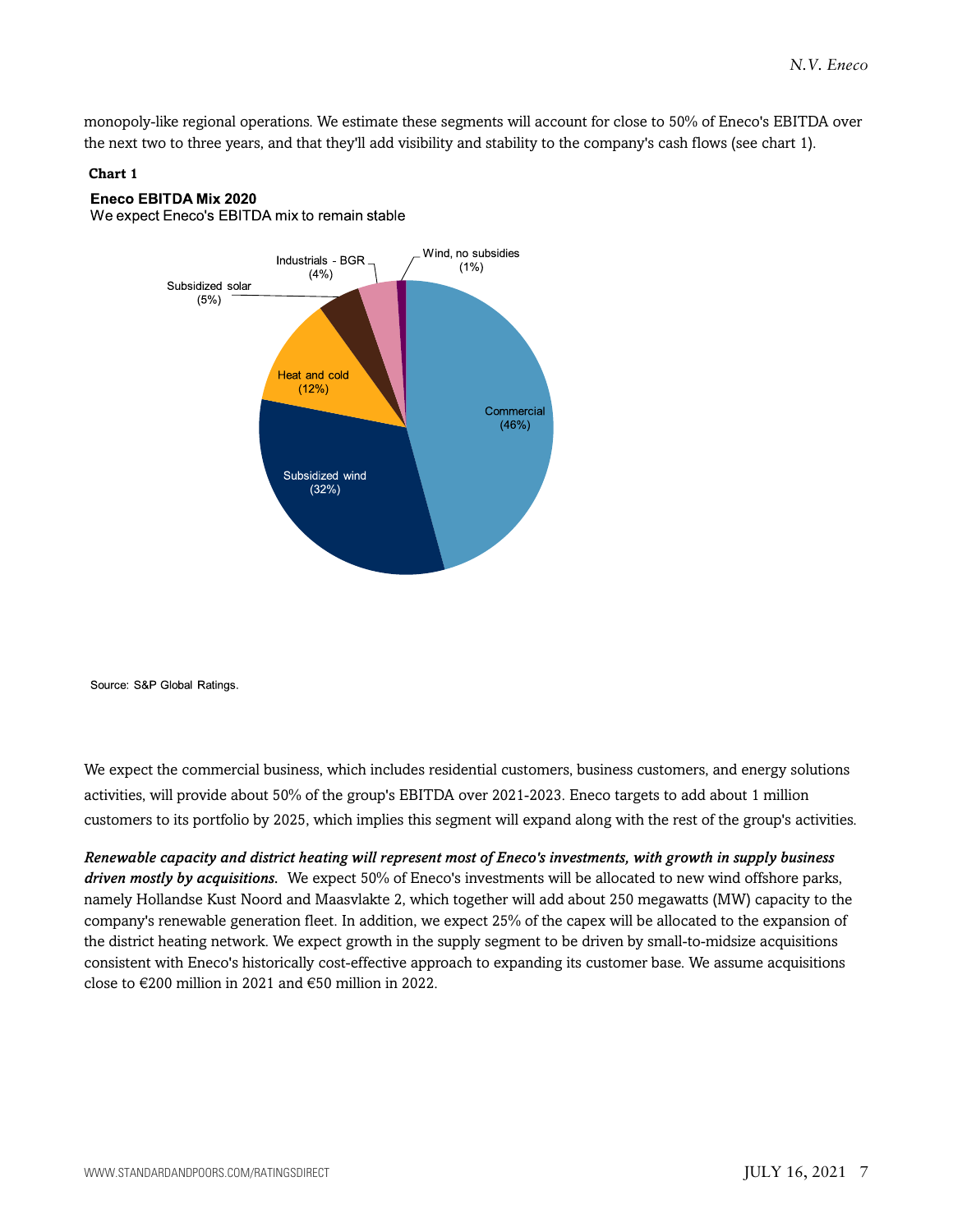monopoly-like regional operations. We estimate these segments will account for close to 50% of Eneco's EBITDA over the next two to three years, and that they'll add visibility and stability to the company's cash flows (see chart 1).

**Chart 1**

**Eneco EBITDA Mix 2020**

We expect Eneco's EBITDA mix to remain stable

| Segment | Share |
|---|---|
| Commercial | 46% |
| Subsidized wind | 32% |
| Heat and cold | 12% |
| Subsidized solar | 5% |
| Industrials - BGR | 4% |
| Wind, no subsidies | 1% |

Source: S&P Global Ratings.

We expect the commercial business, which includes residential customers, business customers, and energy solutions activities, will provide about 50% of the group's EBITDA over 2021-2023. Eneco targets to add about 1 million customers to its portfolio by 2025, which implies this segment will expand along with the rest of the group's activities.

***Renewable capacity and district heating will represent most of Eneco's investments, with growth in supply business driven mostly by acquisitions.*** We expect 50% of Eneco's investments will be allocated to new wind offshore parks, namely Hollandse Kust Noord and Maasvlakte 2, which together will add about 250 megawatts (MW) capacity to the company's renewable generation fleet. In addition, we expect 25% of the capex will be allocated to the expansion of the district heating network. We expect growth in the supply segment to be driven by small-to-midsize acquisitions consistent with Eneco's historically cost-effective approach to expanding its customer base. We assume acquisitions close to €200 million in 2021 and €50 million in 2022.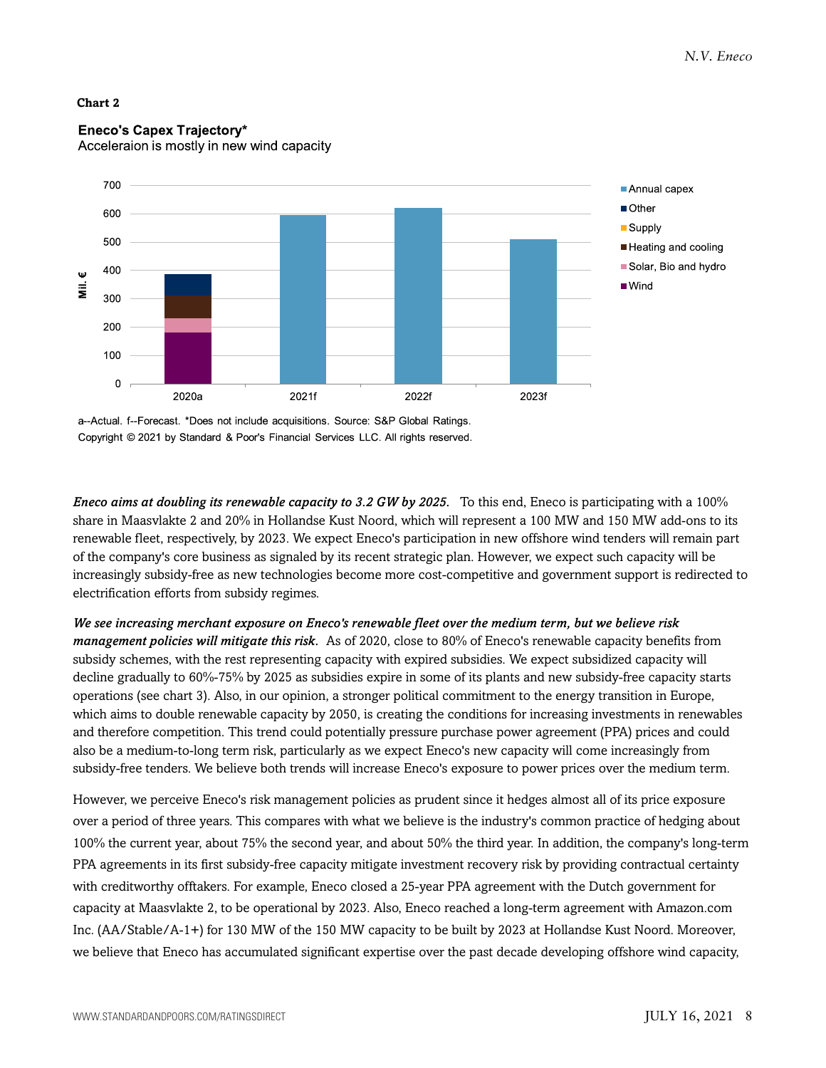**Chart 2**

**Eneco's Capex Trajectory***

Acceleraion is mostly in new wind capacity

a--Actual. f--Forecast. *Does not include acquisitions. Source: S&P Global Ratings.

Copyright © 2021 by Standard & Poor's Financial Services LLC. All rights reserved.

***Eneco aims at doubling its renewable capacity to 3.2 GW by 2025.*** To this end, Eneco is participating with a 100% share in Maasvlakte 2 and 20% in Hollandse Kust Noord, which will represent a 100 MW and 150 MW add-ons to its renewable fleet, respectively, by 2023. We expect Eneco's participation in new offshore wind tenders will remain part of the company's core business as signaled by its recent strategic plan. However, we expect such capacity will be increasingly subsidy-free as new technologies become more cost-competitive and government support is redirected to electrification efforts from subsidy regimes.

***We see increasing merchant exposure on Eneco's renewable fleet over the medium term, but we believe risk management policies will mitigate this risk.*** As of 2020, close to 80% of Eneco's renewable capacity benefits from subsidy schemes, with the rest representing capacity with expired subsidies. We expect subsidized capacity will decline gradually to 60%-75% by 2025 as subsidies expire in some of its plants and new subsidy-free capacity starts operations (see chart 3). Also, in our opinion, a stronger political commitment to the energy transition in Europe, which aims to double renewable capacity by 2050, is creating the conditions for increasing investments in renewables and therefore competition. This trend could potentially pressure purchase power agreement (PPA) prices and could also be a medium-to-long term risk, particularly as we expect Eneco's new capacity will come increasingly from subsidy-free tenders. We believe both trends will increase Eneco's exposure to power prices over the medium term.

However, we perceive Eneco's risk management policies as prudent since it hedges almost all of its price exposure over a period of three years. This compares with what we believe is the industry's common practice of hedging about 100% the current year, about 75% the second year, and about 50% the third year. In addition, the company's long-term PPA agreements in its first subsidy-free capacity mitigate investment recovery risk by providing contractual certainty with creditworthy offtakers. For example, Eneco closed a 25-year PPA agreement with the Dutch government for capacity at Maasvlakte 2, to be operational by 2023. Also, Eneco reached a long-term agreement with Amazon.com Inc. (AA/Stable/A-1+) for 130 MW of the 150 MW capacity to be built by 2023 at Hollandse Kust Noord. Moreover, we believe that Eneco has accumulated significant expertise over the past decade developing offshore wind capacity,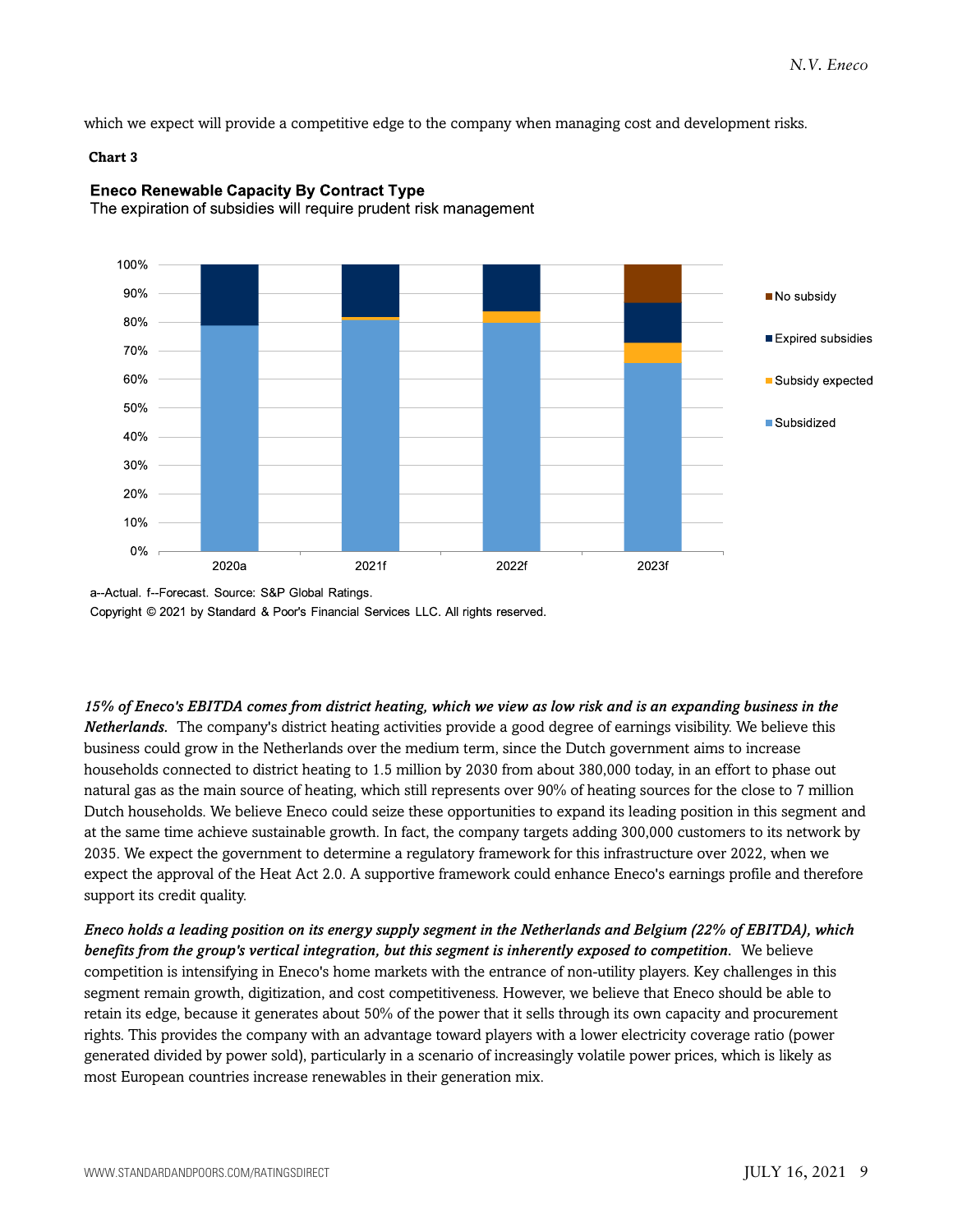which we expect will provide a competitive edge to the company when managing cost and development risks.

**Chart 3**

**Eneco Renewable Capacity By Contract Type**

The expiration of subsidies will require prudent risk management

a--Actual. f--Forecast. Source: S&P Global Ratings.

Copyright © 2021 by Standard & Poor's Financial Services LLC. All rights reserved.

***15% of Eneco's EBITDA comes from district heating, which we view as low risk and is an expanding business in the Netherlands.*** The company's district heating activities provide a good degree of earnings visibility. We believe this business could grow in the Netherlands over the medium term, since the Dutch government aims to increase households connected to district heating to 1.5 million by 2030 from about 380,000 today, in an effort to phase out natural gas as the main source of heating, which still represents over 90% of heating sources for the close to 7 million Dutch households. We believe Eneco could seize these opportunities to expand its leading position in this segment and at the same time achieve sustainable growth. In fact, the company targets adding 300,000 customers to its network by 2035. We expect the government to determine a regulatory framework for this infrastructure over 2022, when we expect the approval of the Heat Act 2.0. A supportive framework could enhance Eneco's earnings profile and therefore support its credit quality.

***Eneco holds a leading position on its energy supply segment in the Netherlands and Belgium (22% of EBITDA), which benefits from the group's vertical integration, but this segment is inherently exposed to competition.*** We believe competition is intensifying in Eneco's home markets with the entrance of non-utility players. Key challenges in this segment remain growth, digitization, and cost competitiveness. However, we believe that Eneco should be able to retain its edge, because it generates about 50% of the power that it sells through its own capacity and procurement rights. This provides the company with an advantage toward players with a lower electricity coverage ratio (power generated divided by power sold), particularly in a scenario of increasingly volatile power prices, which is likely as most European countries increase renewables in their generation mix.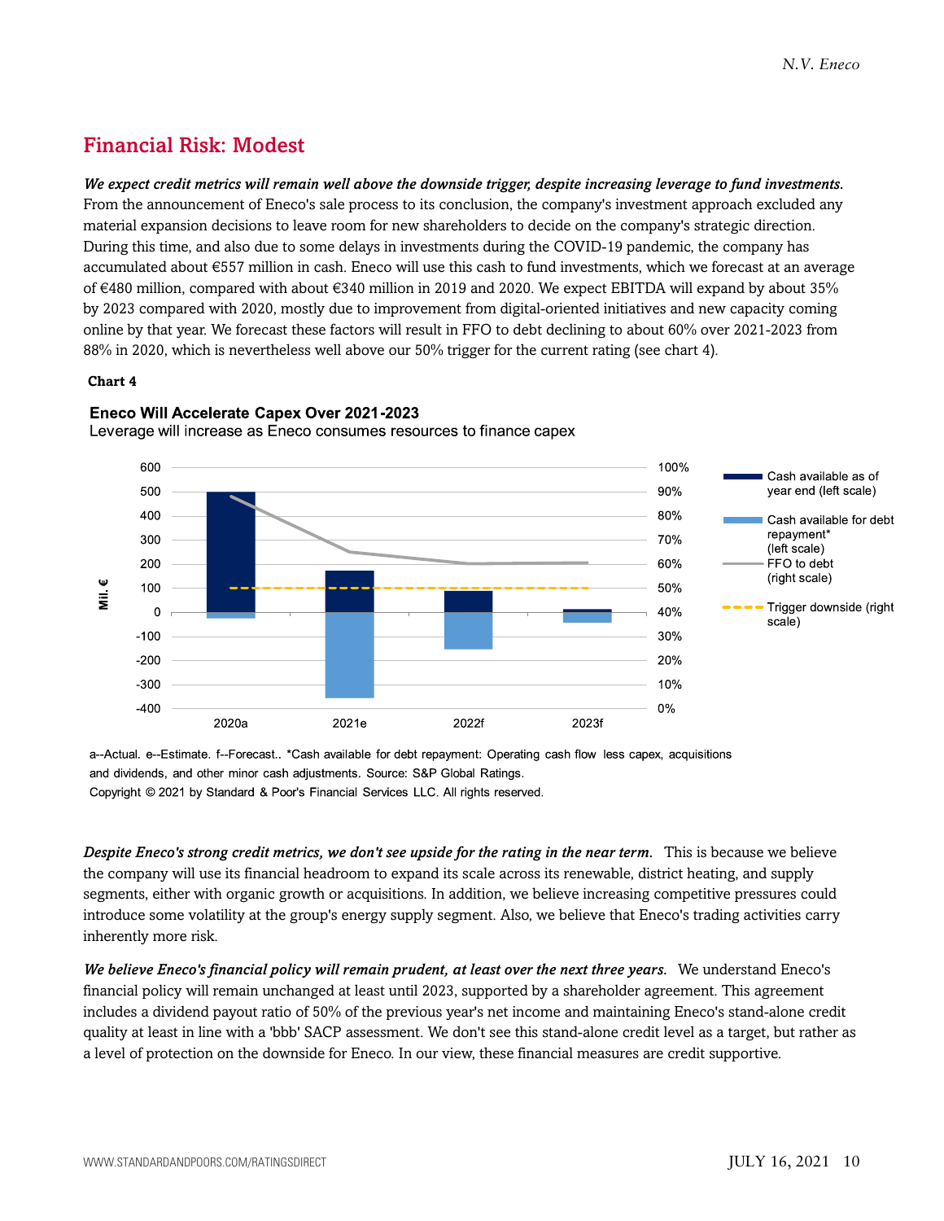## Financial Risk: Modest

***We expect credit metrics will remain well above the downside trigger, despite increasing leverage to fund investments.*** From the announcement of Eneco's sale process to its conclusion, the company's investment approach excluded any material expansion decisions to leave room for new shareholders to decide on the company's strategic direction. During this time, and also due to some delays in investments during the COVID-19 pandemic, the company has accumulated about €557 million in cash. Eneco will use this cash to fund investments, which we forecast at an average of €480 million, compared with about €340 million in 2019 and 2020. We expect EBITDA will expand by about 35% by 2023 compared with 2020, mostly due to improvement from digital-oriented initiatives and new capacity coming online by that year. We forecast these factors will result in FFO to debt declining to about 60% over 2021-2023 from 88% in 2020, which is nevertheless well above our 50% trigger for the current rating (see chart 4).

**Chart 4**

**Eneco Will Accelerate Capex Over 2021-2023**

Leverage will increase as Eneco consumes resources to finance capex

a--Actual. e--Estimate. f--Forecast.. *Cash available for debt repayment: Operating cash flow less capex, acquisitions and dividends, and other minor cash adjustments. Source: S&P Global Ratings.

Copyright © 2021 by Standard & Poor's Financial Services LLC. All rights reserved.

***Despite Eneco's strong credit metrics, we don't see upside for the rating in the near term.*** This is because we believe the company will use its financial headroom to expand its scale across its renewable, district heating, and supply segments, either with organic growth or acquisitions. In addition, we believe increasing competitive pressures could introduce some volatility at the group's energy supply segment. Also, we believe that Eneco's trading activities carry inherently more risk.

***We believe Eneco's financial policy will remain prudent, at least over the next three years.*** We understand Eneco's financial policy will remain unchanged at least until 2023, supported by a shareholder agreement. This agreement includes a dividend payout ratio of 50% of the previous year's net income and maintaining Eneco's stand-alone credit quality at least in line with a 'bbb' SACP assessment. We don't see this stand-alone credit level as a target, but rather as a level of protection on the downside for Eneco. In our view, these financial measures are credit supportive.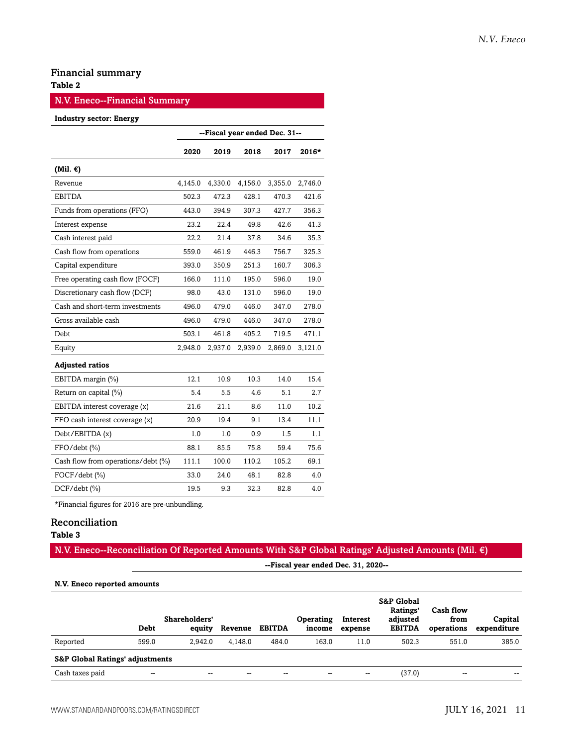## Financial summary

**Table 2**

| N.V. Eneco--Financial Summary | | | | | |
|---|---|---|---|---|---|
| **Industry sector: Energy** | | | | | |
| | --Fiscal year ended Dec. 31-- | | | | |
| | **2020** | **2019** | **2018** | **2017** | **2016*** |
| **(Mil. €)** | | | | | |
| Revenue | 4,145.0 | 4,330.0 | 4,156.0 | 3,355.0 | 2,746.0 |
| EBITDA | 502.3 | 472.3 | 428.1 | 470.3 | 421.6 |
| Funds from operations (FFO) | 443.0 | 394.9 | 307.3 | 427.7 | 356.3 |
| Interest expense | 23.2 | 22.4 | 49.8 | 42.6 | 41.3 |
| Cash interest paid | 22.2 | 21.4 | 37.8 | 34.6 | 35.3 |
| Cash flow from operations | 559.0 | 461.9 | 446.3 | 756.7 | 325.3 |
| Capital expenditure | 393.0 | 350.9 | 251.3 | 160.7 | 306.3 |
| Free operating cash flow (FOCF) | 166.0 | 111.0 | 195.0 | 596.0 | 19.0 |
| Discretionary cash flow (DCF) | 98.0 | 43.0 | 131.0 | 596.0 | 19.0 |
| Cash and short-term investments | 496.0 | 479.0 | 446.0 | 347.0 | 278.0 |
| Gross available cash | 496.0 | 479.0 | 446.0 | 347.0 | 278.0 |
| Debt | 503.1 | 461.8 | 405.2 | 719.5 | 471.1 |
| Equity | 2,948.0 | 2,937.0 | 2,939.0 | 2,869.0 | 3,121.0 |
| **Adjusted ratios** | | | | | |
| EBITDA margin (%) | 12.1 | 10.9 | 10.3 | 14.0 | 15.4 |
| Return on capital (%) | 5.4 | 5.5 | 4.6 | 5.1 | 2.7 |
| EBITDA interest coverage (x) | 21.6 | 21.1 | 8.6 | 11.0 | 10.2 |
| FFO cash interest coverage (x) | 20.9 | 19.4 | 9.1 | 13.4 | 11.1 |
| Debt/EBITDA (x) | 1.0 | 1.0 | 0.9 | 1.5 | 1.1 |
| FFO/debt (%) | 88.1 | 85.5 | 75.8 | 59.4 | 75.6 |
| Cash flow from operations/debt (%) | 111.1 | 100.0 | 110.2 | 105.2 | 69.1 |
| FOCF/debt (%) | 33.0 | 24.0 | 48.1 | 82.8 | 4.0 |
| DCF/debt (%) | 19.5 | 9.3 | 32.3 | 82.8 | 4.0 |

*Financial figures for 2016 are pre-unbundling.

## Reconciliation

**Table 3**

| N.V. Eneco--Reconciliation Of Reported Amounts With S&P Global Ratings' Adjusted Amounts (Mil. €) | | | | | | | | | |
|---|---|---|---|---|---|---|---|---|---|
| | --Fiscal year ended Dec. 31, 2020-- | | | | | | | | |
| **N.V. Eneco reported amounts** | | | | | | | | | |
| | **Debt** | **Shareholders' equity** | **Revenue** | **EBITDA** | **Operating income** | **Interest expense** | **S&P Global Ratings' adjusted EBITDA** | **Cash flow from operations** | **Capital expenditure** |
| Reported | 599.0 | 2,942.0 | 4,148.0 | 484.0 | 163.0 | 11.0 | 502.3 | 551.0 | 385.0 |
| **S&P Global Ratings' adjustments** | | | | | | | | | |
| Cash taxes paid | -- | -- | -- | -- | -- | -- | (37.0) | -- | -- |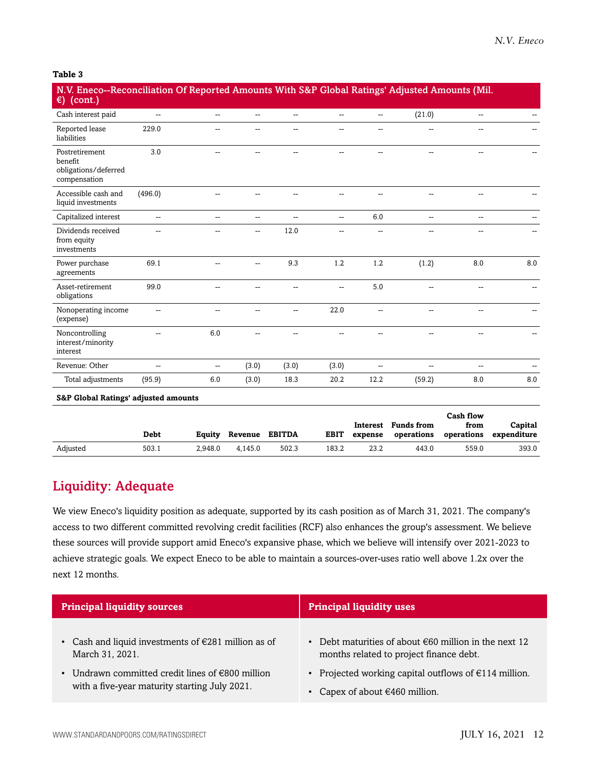**Table 3**

| N.V. Eneco--Reconciliation Of Reported Amounts With S&P Global Ratings' Adjusted Amounts (Mil. €) (cont.) | | | | | | | | | |
|---|---|---|---|---|---|---|---|---|---|
| Cash interest paid | -- | -- | -- | -- | -- | -- | (21.0) | -- | -- |
| Reported lease liabilities | 229.0 | -- | -- | -- | -- | -- | -- | -- | -- |
| Postretirement benefit obligations/deferred compensation | 3.0 | -- | -- | -- | -- | -- | -- | -- | -- |
| Accessible cash and liquid investments | (496.0) | -- | -- | -- | -- | -- | -- | -- | -- |
| Capitalized interest | -- | -- | -- | -- | -- | 6.0 | -- | -- | -- |
| Dividends received from equity investments | -- | -- | -- | 12.0 | -- | -- | -- | -- | -- |
| Power purchase agreements | 69.1 | -- | -- | 9.3 | 1.2 | 1.2 | (1.2) | 8.0 | 8.0 |
| Asset-retirement obligations | 99.0 | -- | -- | -- | -- | 5.0 | -- | -- | -- |
| Nonoperating income (expense) | -- | -- | -- | -- | 22.0 | -- | -- | -- | -- |
| Noncontrolling interest/minority interest | -- | 6.0 | -- | -- | -- | -- | -- | -- | -- |
| Revenue: Other | -- | -- | (3.0) | (3.0) | (3.0) | -- | -- | -- | -- |
| Total adjustments | (95.9) | 6.0 | (3.0) | 18.3 | 20.2 | 12.2 | (59.2) | 8.0 | 8.0 |
| **S&P Global Ratings' adjusted amounts** | | | | | | | | | |
| | **Debt** | **Equity** | **Revenue** | **EBITDA** | **EBIT** | **Interest expense** | **Funds from operations** | **Cash flow from operations** | **Capital expenditure** |
| Adjusted | 503.1 | 2,948.0 | 4,145.0 | 502.3 | 183.2 | 23.2 | 443.0 | 559.0 | 393.0 |

## Liquidity: Adequate

We view Eneco's liquidity position as adequate, supported by its cash position as of March 31, 2021. The company's access to two different committed revolving credit facilities (RCF) also enhances the group's assessment. We believe these sources will provide support amid Eneco's expansive phase, which we believe will intensify over 2021-2023 to achieve strategic goals. We expect Eneco to be able to maintain a sources-over-uses ratio well above 1.2x over the next 12 months.

| Principal liquidity sources | Principal liquidity uses |
|---|---|
| • Cash and liquid investments of €281 million as of March 31, 2021.<br>• Undrawn committed credit lines of €800 million with a five-year maturity starting July 2021. | • Debt maturities of about €60 million in the next 12 months related to project finance debt.<br>• Projected working capital outflows of €114 million.<br>• Capex of about €460 million. |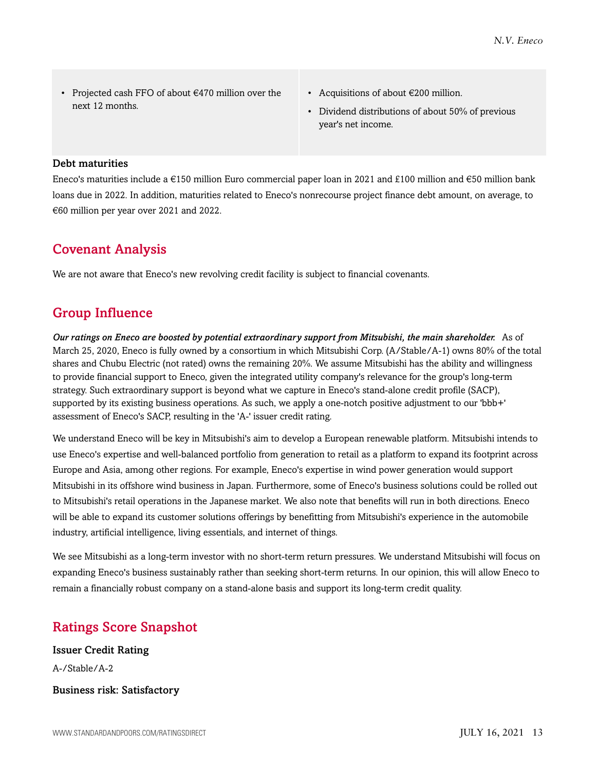- Projected cash FFO of about €470 million over the next 12 months.
- Acquisitions of about €200 million.
- Dividend distributions of about 50% of previous year's net income.

### Debt maturities

Eneco's maturities include a €150 million Euro commercial paper loan in 2021 and £100 million and €50 million bank loans due in 2022. In addition, maturities related to Eneco's nonrecourse project finance debt amount, on average, to €60 million per year over 2021 and 2022.

## Covenant Analysis

We are not aware that Eneco's new revolving credit facility is subject to financial covenants.

## Group Influence

***Our ratings on Eneco are boosted by potential extraordinary support from Mitsubishi, the main shareholder.*** As of March 25, 2020, Eneco is fully owned by a consortium in which Mitsubishi Corp. (A/Stable/A-1) owns 80% of the total shares and Chubu Electric (not rated) owns the remaining 20%. We assume Mitsubishi has the ability and willingness to provide financial support to Eneco, given the integrated utility company's relevance for the group's long-term strategy. Such extraordinary support is beyond what we capture in Eneco's stand-alone credit profile (SACP), supported by its existing business operations. As such, we apply a one-notch positive adjustment to our 'bbb+' assessment of Eneco's SACP, resulting in the 'A-' issuer credit rating.

We understand Eneco will be key in Mitsubishi's aim to develop a European renewable platform. Mitsubishi intends to use Eneco's expertise and well-balanced portfolio from generation to retail as a platform to expand its footprint across Europe and Asia, among other regions. For example, Eneco's expertise in wind power generation would support Mitsubishi in its offshore wind business in Japan. Furthermore, some of Eneco's business solutions could be rolled out to Mitsubishi's retail operations in the Japanese market. We also note that benefits will run in both directions. Eneco will be able to expand its customer solutions offerings by benefitting from Mitsubishi's experience in the automobile industry, artificial intelligence, living essentials, and internet of things.

We see Mitsubishi as a long-term investor with no short-term return pressures. We understand Mitsubishi will focus on expanding Eneco's business sustainably rather than seeking short-term returns. In our opinion, this will allow Eneco to remain a financially robust company on a stand-alone basis and support its long-term credit quality.

## Ratings Score Snapshot

### Issuer Credit Rating

A-/Stable/A-2

### Business risk: Satisfactory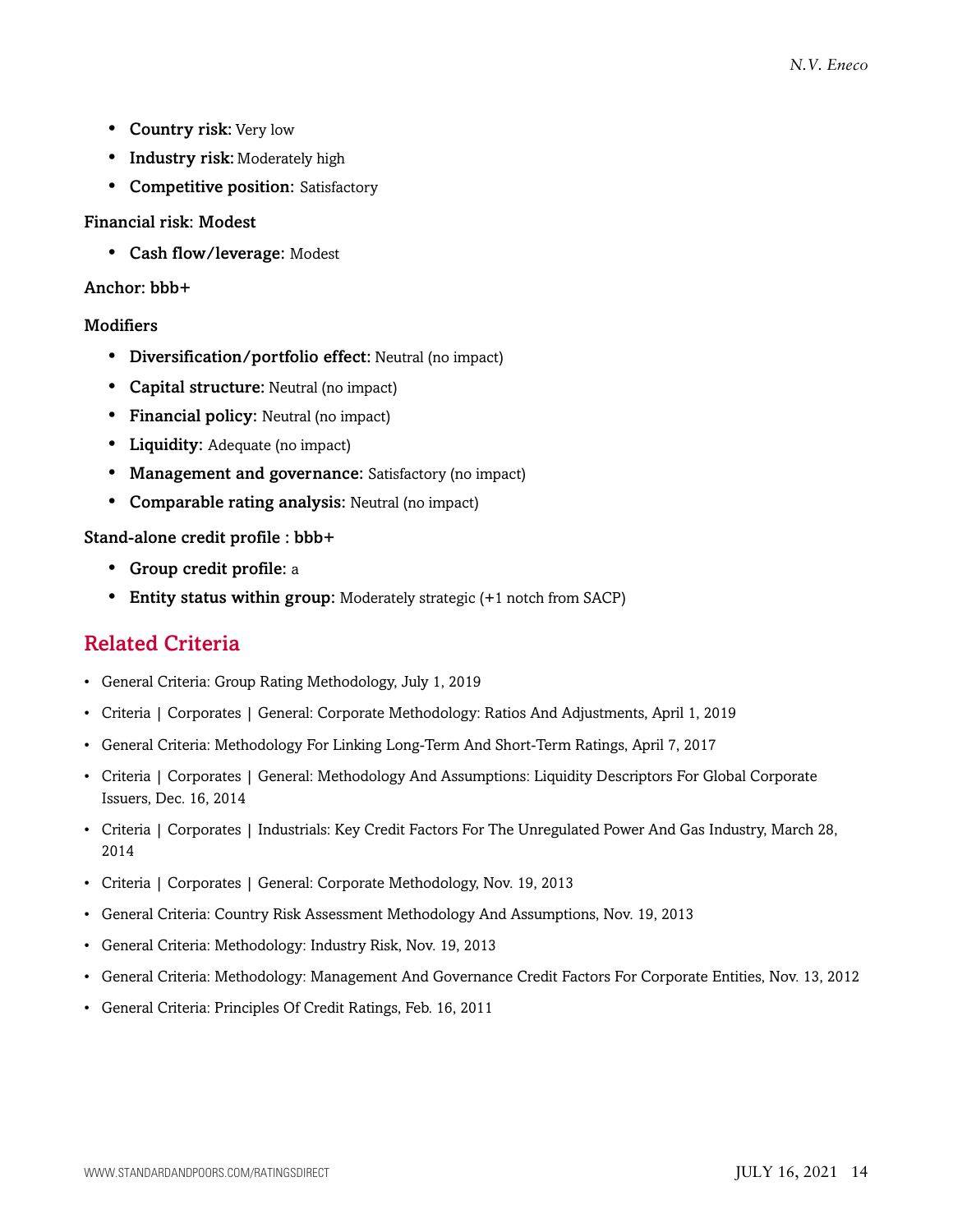- **Country risk:** Very low
- **Industry risk:** Moderately high
- **Competitive position:** Satisfactory

**Financial risk: Modest**

- **Cash flow/leverage:** Modest

**Anchor: bbb+**

**Modifiers**

- **Diversification/portfolio effect:** Neutral (no impact)
- **Capital structure:** Neutral (no impact)
- **Financial policy:** Neutral (no impact)
- **Liquidity:** Adequate (no impact)
- **Management and governance:** Satisfactory (no impact)
- **Comparable rating analysis:** Neutral (no impact)

**Stand-alone credit profile : bbb+**

- **Group credit profile:** a
- **Entity status within group:** Moderately strategic (+1 notch from SACP)

## Related Criteria

- General Criteria: Group Rating Methodology, July 1, 2019
- Criteria | Corporates | General: Corporate Methodology: Ratios And Adjustments, April 1, 2019
- General Criteria: Methodology For Linking Long-Term And Short-Term Ratings, April 7, 2017
- Criteria | Corporates | General: Methodology And Assumptions: Liquidity Descriptors For Global Corporate Issuers, Dec. 16, 2014
- Criteria | Corporates | Industrials: Key Credit Factors For The Unregulated Power And Gas Industry, March 28, 2014
- Criteria | Corporates | General: Corporate Methodology, Nov. 19, 2013
- General Criteria: Country Risk Assessment Methodology And Assumptions, Nov. 19, 2013
- General Criteria: Methodology: Industry Risk, Nov. 19, 2013
- General Criteria: Methodology: Management And Governance Credit Factors For Corporate Entities, Nov. 13, 2012
- General Criteria: Principles Of Credit Ratings, Feb. 16, 2011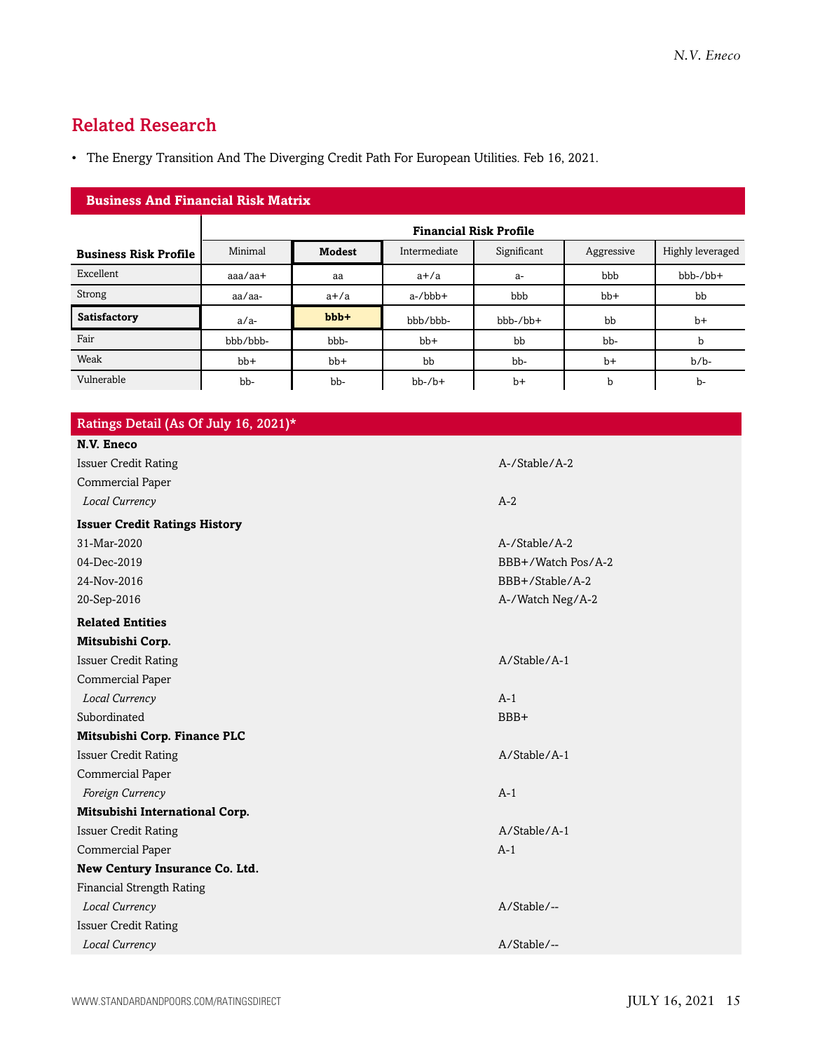## Related Research

- The Energy Transition And The Diverging Credit Path For European Utilities. Feb 16, 2021.

### Business And Financial Risk Matrix

| | Financial Risk Profile | | | | | |
|---|---|---|---|---|---|---|
| **Business Risk Profile** | Minimal | **Modest** | Intermediate | Significant | Aggressive | Highly leveraged |
| Excellent | aaa/aa+ | aa | a+/a | a- | bbb | bbb-/bb+ |
| Strong | aa/aa- | a+/a | a-/bbb+ | bbb | bb+ | bb |
| **Satisfactory** | a/a- | **bbb+** | bbb/bbb- | bbb-/bb+ | bb | b+ |
| Fair | bbb/bbb- | bbb- | bb+ | bb | bb- | b |
| Weak | bb+ | bb+ | bb | bb- | b+ | b/b- |
| Vulnerable | bb- | bb- | bb-/b+ | b+ | b | b- |

### Ratings Detail (As Of July 16, 2021)*

| | |
|---|---|
| **N.V. Eneco** | |
| Issuer Credit Rating | A-/Stable/A-2 |
| Commercial Paper | |
| *Local Currency* | A-2 |
| **Issuer Credit Ratings History** | |
| 31-Mar-2020 | A-/Stable/A-2 |
| 04-Dec-2019 | BBB+/Watch Pos/A-2 |
| 24-Nov-2016 | BBB+/Stable/A-2 |
| 20-Sep-2016 | A-/Watch Neg/A-2 |
| **Related Entities** | |
| **Mitsubishi Corp.** | |
| Issuer Credit Rating | A/Stable/A-1 |
| Commercial Paper | |
| *Local Currency* | A-1 |
| Subordinated | BBB+ |
| **Mitsubishi Corp. Finance PLC** | |
| Issuer Credit Rating | A/Stable/A-1 |
| Commercial Paper | |
| *Foreign Currency* | A-1 |
| **Mitsubishi International Corp.** | |
| Issuer Credit Rating | A/Stable/A-1 |
| Commercial Paper | A-1 |
| **New Century Insurance Co. Ltd.** | |
| Financial Strength Rating | |
| *Local Currency* | A/Stable/-- |
| Issuer Credit Rating | |
| *Local Currency* | A/Stable/-- |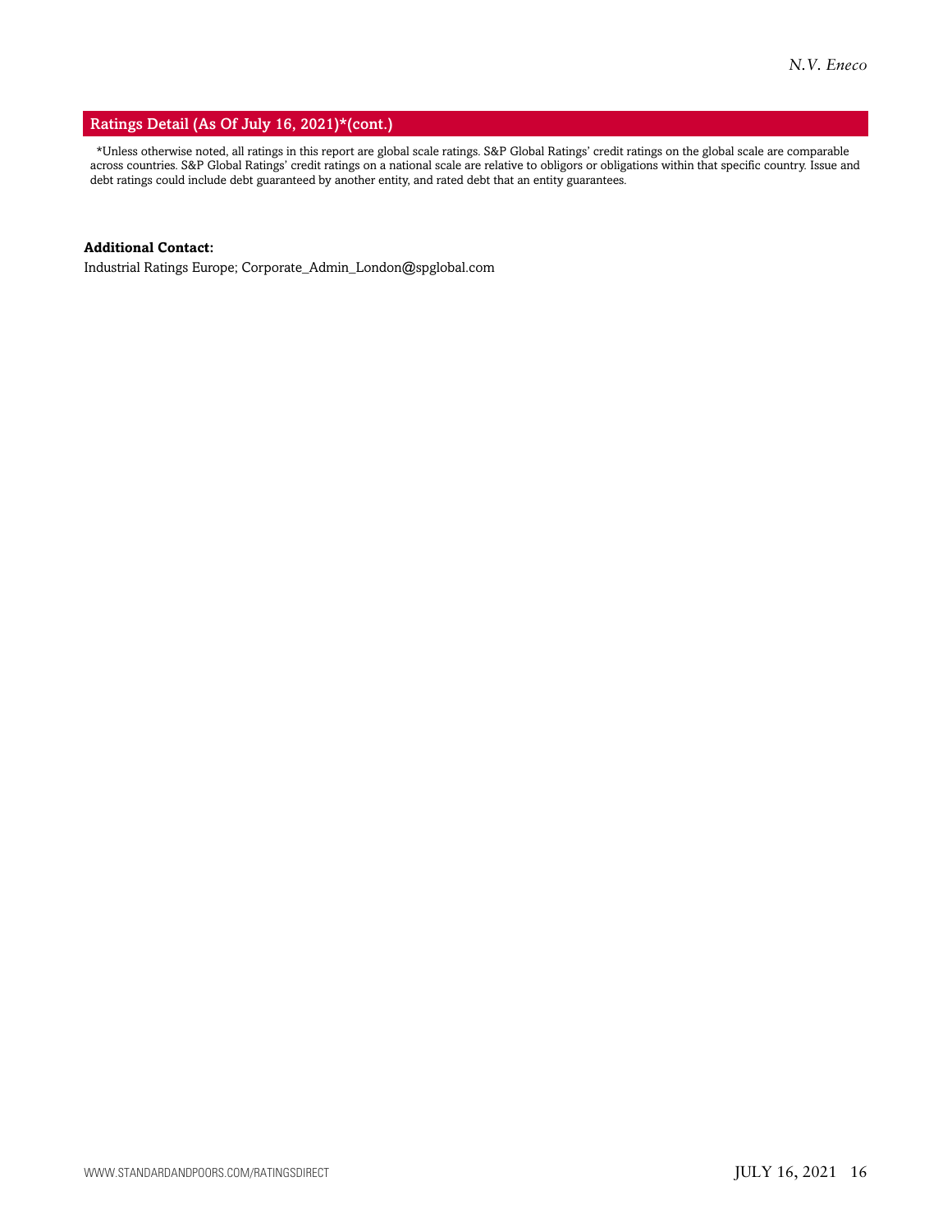## Ratings Detail (As Of July 16, 2021)*(cont.)

*Unless otherwise noted, all ratings in this report are global scale ratings. S&P Global Ratings' credit ratings on the global scale are comparable across countries. S&P Global Ratings' credit ratings on a national scale are relative to obligors or obligations within that specific country. Issue and debt ratings could include debt guaranteed by another entity, and rated debt that an entity guarantees.

**Additional Contact:**

Industrial Ratings Europe; Corporate_Admin_London@spglobal.com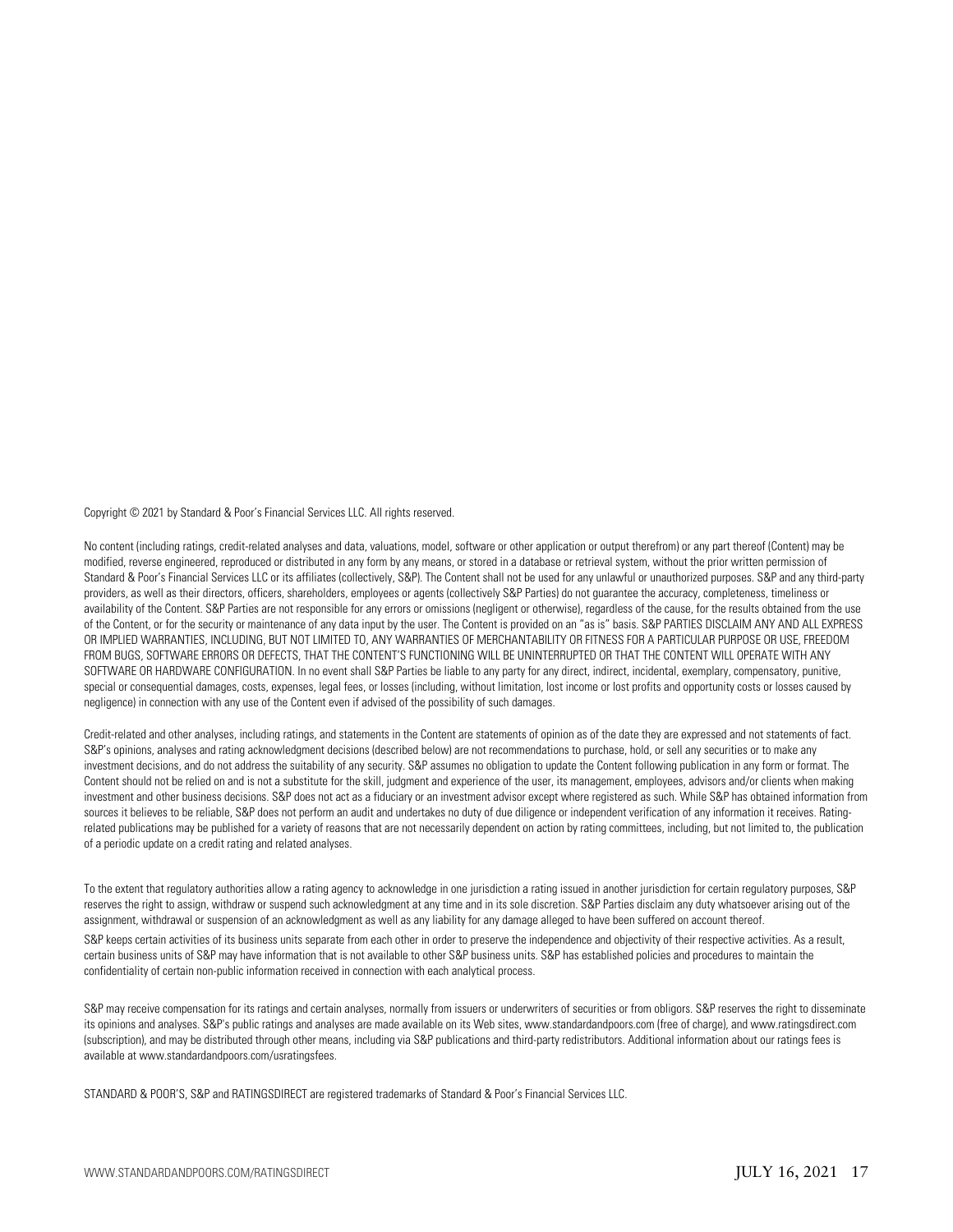Copyright © 2021 by Standard & Poor's Financial Services LLC. All rights reserved.

No content (including ratings, credit-related analyses and data, valuations, model, software or other application or output therefrom) or any part thereof (Content) may be modified, reverse engineered, reproduced or distributed in any form by any means, or stored in a database or retrieval system, without the prior written permission of Standard & Poor's Financial Services LLC or its affiliates (collectively, S&P). The Content shall not be used for any unlawful or unauthorized purposes. S&P and any third-party providers, as well as their directors, officers, shareholders, employees or agents (collectively S&P Parties) do not guarantee the accuracy, completeness, timeliness or availability of the Content. S&P Parties are not responsible for any errors or omissions (negligent or otherwise), regardless of the cause, for the results obtained from the use of the Content, or for the security or maintenance of any data input by the user. The Content is provided on an "as is" basis. S&P PARTIES DISCLAIM ANY AND ALL EXPRESS OR IMPLIED WARRANTIES, INCLUDING, BUT NOT LIMITED TO, ANY WARRANTIES OF MERCHANTABILITY OR FITNESS FOR A PARTICULAR PURPOSE OR USE, FREEDOM FROM BUGS, SOFTWARE ERRORS OR DEFECTS, THAT THE CONTENT'S FUNCTIONING WILL BE UNINTERRUPTED OR THAT THE CONTENT WILL OPERATE WITH ANY SOFTWARE OR HARDWARE CONFIGURATION. In no event shall S&P Parties be liable to any party for any direct, indirect, incidental, exemplary, compensatory, punitive, special or consequential damages, costs, expenses, legal fees, or losses (including, without limitation, lost income or lost profits and opportunity costs or losses caused by negligence) in connection with any use of the Content even if advised of the possibility of such damages.

Credit-related and other analyses, including ratings, and statements in the Content are statements of opinion as of the date they are expressed and not statements of fact. S&P's opinions, analyses and rating acknowledgment decisions (described below) are not recommendations to purchase, hold, or sell any securities or to make any investment decisions, and do not address the suitability of any security. S&P assumes no obligation to update the Content following publication in any form or format. The Content should not be relied on and is not a substitute for the skill, judgment and experience of the user, its management, employees, advisors and/or clients when making investment and other business decisions. S&P does not act as a fiduciary or an investment advisor except where registered as such. While S&P has obtained information from sources it believes to be reliable, S&P does not perform an audit and undertakes no duty of due diligence or independent verification of any information it receives. Rating-related publications may be published for a variety of reasons that are not necessarily dependent on action by rating committees, including, but not limited to, the publication of a periodic update on a credit rating and related analyses.

To the extent that regulatory authorities allow a rating agency to acknowledge in one jurisdiction a rating issued in another jurisdiction for certain regulatory purposes, S&P reserves the right to assign, withdraw or suspend such acknowledgment at any time and in its sole discretion. S&P Parties disclaim any duty whatsoever arising out of the assignment, withdrawal or suspension of an acknowledgment as well as any liability for any damage alleged to have been suffered on account thereof.

S&P keeps certain activities of its business units separate from each other in order to preserve the independence and objectivity of their respective activities. As a result, certain business units of S&P may have information that is not available to other S&P business units. S&P has established policies and procedures to maintain the confidentiality of certain non-public information received in connection with each analytical process.

S&P may receive compensation for its ratings and certain analyses, normally from issuers or underwriters of securities or from obligors. S&P reserves the right to disseminate its opinions and analyses. S&P's public ratings and analyses are made available on its Web sites, www.standardandpoors.com (free of charge), and www.ratingsdirect.com (subscription), and may be distributed through other means, including via S&P publications and third-party redistributors. Additional information about our ratings fees is available at www.standardandpoors.com/usratingsfees.

STANDARD & POOR'S, S&P and RATINGSDIRECT are registered trademarks of Standard & Poor's Financial Services LLC.